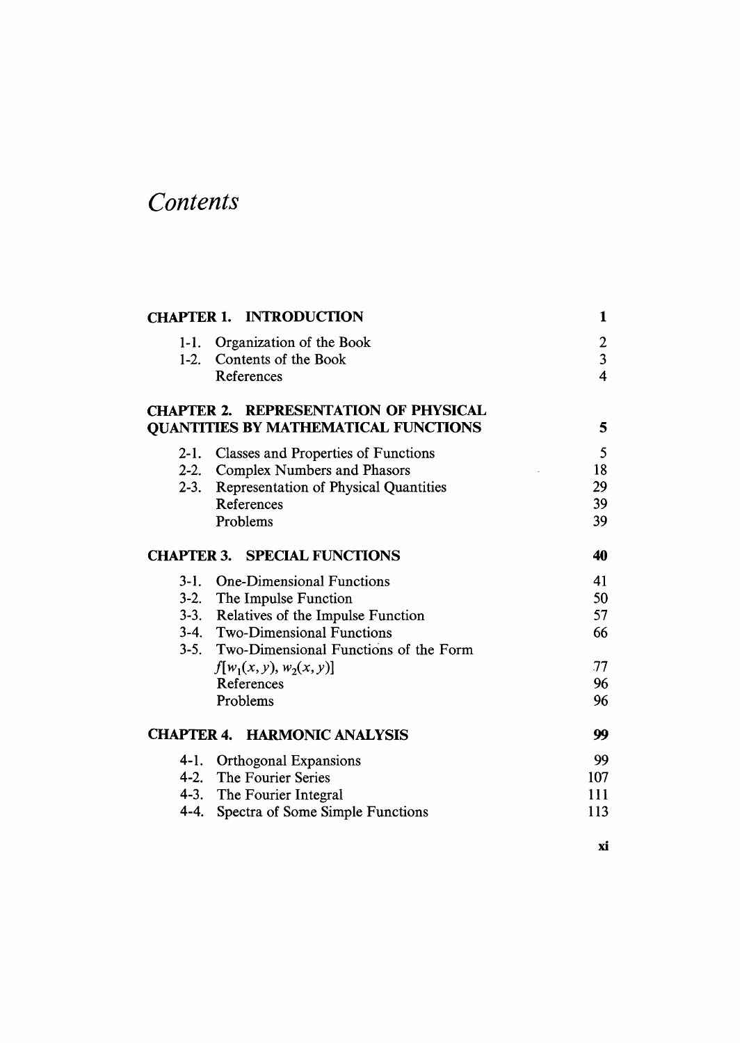# *Contents*

| | |
|---|---|
| **CHAPTER 1. INTRODUCTION** | **1** |
| 1-1. Organization of the Book | 2 |
| 1-2. Contents of the Book | 3 |
| References | 4 |
| **CHAPTER 2. REPRESENTATION OF PHYSICAL QUANTITIES BY MATHEMATICAL FUNCTIONS** | **5** |
| 2-1. Classes and Properties of Functions | 5 |
| 2-2. Complex Numbers and Phasors | 18 |
| 2-3. Representation of Physical Quantities | 29 |
| References | 39 |
| Problems | 39 |
| **CHAPTER 3. SPECIAL FUNCTIONS** | **40** |
| 3-1. One-Dimensional Functions | 41 |
| 3-2. The Impulse Function | 50 |
| 3-3. Relatives of the Impulse Function | 57 |
| 3-4. Two-Dimensional Functions | 66 |
| 3-5. Two-Dimensional Functions of the Form $f[w_1(x, y), w_2(x, y)]$ | 77 |
| References | 96 |
| Problems | 96 |
| **CHAPTER 4. HARMONIC ANALYSIS** | **99** |
| 4-1. Orthogonal Expansions | 99 |
| 4-2. The Fourier Series | 107 |
| 4-3. The Fourier Integral | 111 |
| 4-4. Spectra of Some Simple Functions | 113 |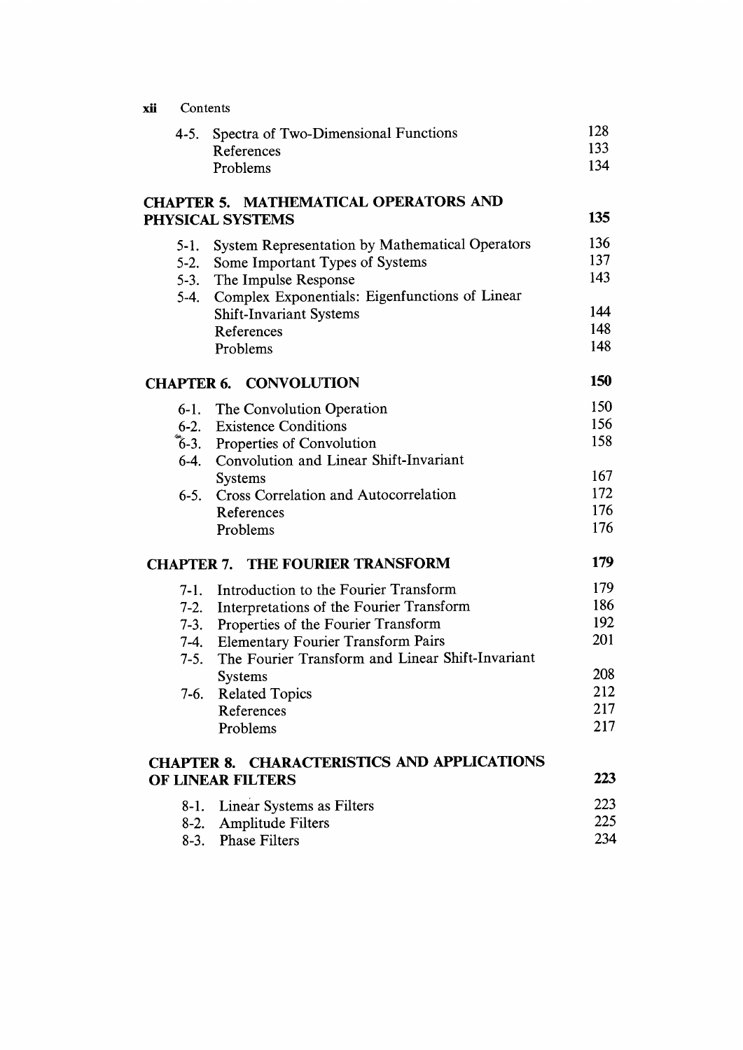| | | |
|---|---|---|
| 4-5. | Spectra of Two-Dimensional Functions | 128 |
| | References | 133 |
| | Problems | 134 |

## CHAPTER 5. MATHEMATICAL OPERATORS AND PHYSICAL SYSTEMS — 135

| | | |
|---|---|---|
| 5-1. | System Representation by Mathematical Operators | 136 |
| 5-2. | Some Important Types of Systems | 137 |
| 5-3. | The Impulse Response | 143 |
| 5-4. | Complex Exponentials: Eigenfunctions of Linear Shift-Invariant Systems | 144 |
| | References | 148 |
| | Problems | 148 |

## CHAPTER 6. CONVOLUTION — 150

| | | |
|---|---|---|
| 6-1. | The Convolution Operation | 150 |
| 6-2. | Existence Conditions | 156 |
| 6-3. | Properties of Convolution | 158 |
| 6-4. | Convolution and Linear Shift-Invariant Systems | 167 |
| 6-5. | Cross Correlation and Autocorrelation | 172 |
| | References | 176 |
| | Problems | 176 |

## CHAPTER 7. THE FOURIER TRANSFORM — 179

| | | |
|---|---|---|
| 7-1. | Introduction to the Fourier Transform | 179 |
| 7-2. | Interpretations of the Fourier Transform | 186 |
| 7-3. | Properties of the Fourier Transform | 192 |
| 7-4. | Elementary Fourier Transform Pairs | 201 |
| 7-5. | The Fourier Transform and Linear Shift-Invariant Systems | 208 |
| 7-6. | Related Topics | 212 |
| | References | 217 |
| | Problems | 217 |

## CHAPTER 8. CHARACTERISTICS AND APPLICATIONS OF LINEAR FILTERS — 223

| | | |
|---|---|---|
| 8-1. | Linear Systems as Filters | 223 |
| 8-2. | Amplitude Filters | 225 |
| 8-3. | Phase Filters | 234 |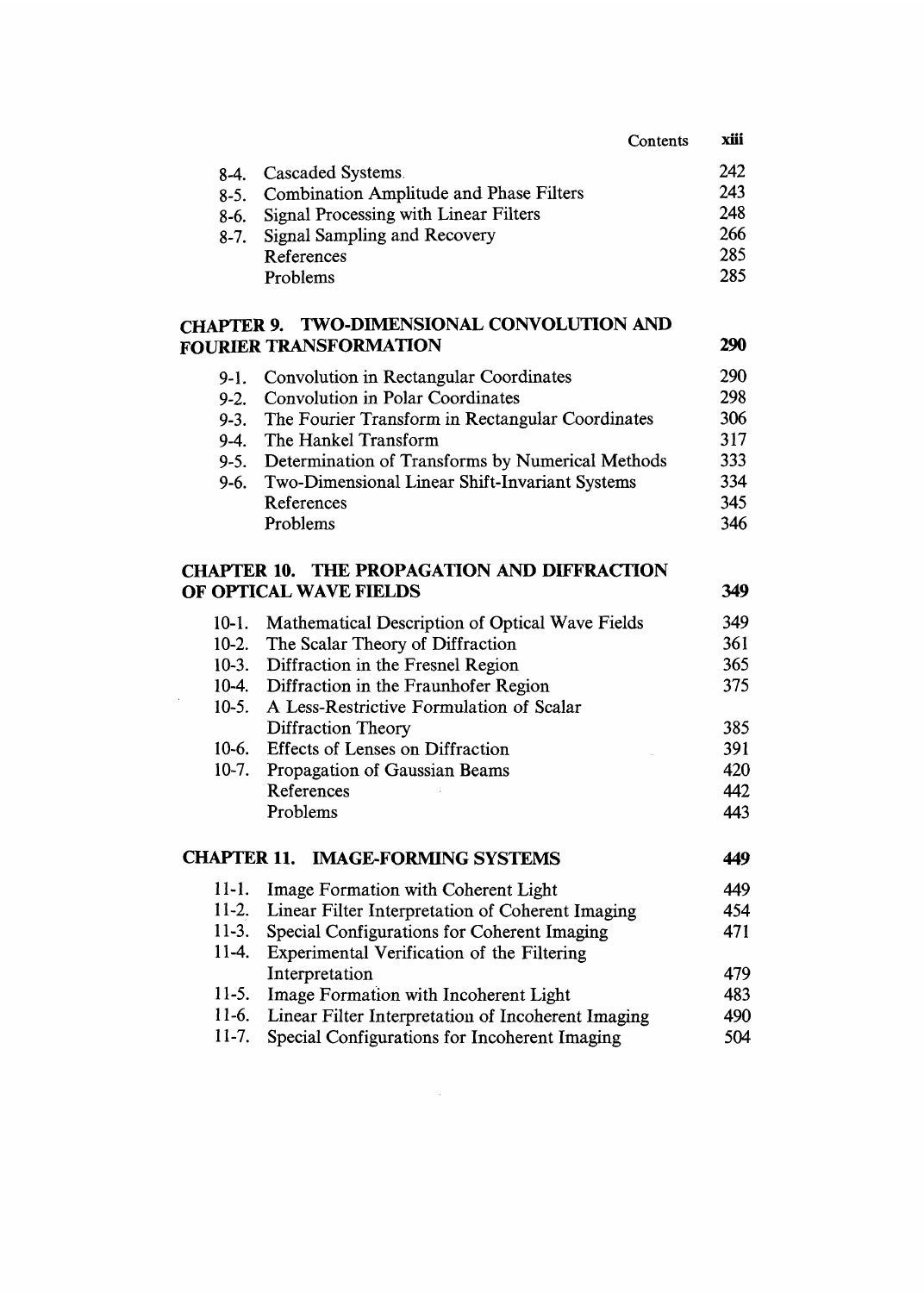| | | |
|---|---|---|
| 8-4. | Cascaded Systems | 242 |
| 8-5. | Combination Amplitude and Phase Filters | 243 |
| 8-6. | Signal Processing with Linear Filters | 248 |
| 8-7. | Signal Sampling and Recovery | 266 |
| | References | 285 |
| | Problems | 285 |

## CHAPTER 9. TWO-DIMENSIONAL CONVOLUTION AND FOURIER TRANSFORMATION — 290

| | | |
|---|---|---|
| 9-1. | Convolution in Rectangular Coordinates | 290 |
| 9-2. | Convolution in Polar Coordinates | 298 |
| 9-3. | The Fourier Transform in Rectangular Coordinates | 306 |
| 9-4. | The Hankel Transform | 317 |
| 9-5. | Determination of Transforms by Numerical Methods | 333 |
| 9-6. | Two-Dimensional Linear Shift-Invariant Systems | 334 |
| | References | 345 |
| | Problems | 346 |

## CHAPTER 10. THE PROPAGATION AND DIFFRACTION OF OPTICAL WAVE FIELDS — 349

| | | |
|---|---|---|
| 10-1. | Mathematical Description of Optical Wave Fields | 349 |
| 10-2. | The Scalar Theory of Diffraction | 361 |
| 10-3. | Diffraction in the Fresnel Region | 365 |
| 10-4. | Diffraction in the Fraunhofer Region | 375 |
| 10-5. | A Less-Restrictive Formulation of Scalar Diffraction Theory | 385 |
| 10-6. | Effects of Lenses on Diffraction | 391 |
| 10-7. | Propagation of Gaussian Beams | 420 |
| | References | 442 |
| | Problems | 443 |

## CHAPTER 11. IMAGE-FORMING SYSTEMS — 449

| | | |
|---|---|---|
| 11-1. | Image Formation with Coherent Light | 449 |
| 11-2. | Linear Filter Interpretation of Coherent Imaging | 454 |
| 11-3. | Special Configurations for Coherent Imaging | 471 |
| 11-4. | Experimental Verification of the Filtering Interpretation | 479 |
| 11-5. | Image Formation with Incoherent Light | 483 |
| 11-6. | Linear Filter Interpretation of Incoherent Imaging | 490 |
| 11-7. | Special Configurations for Incoherent Imaging | 504 |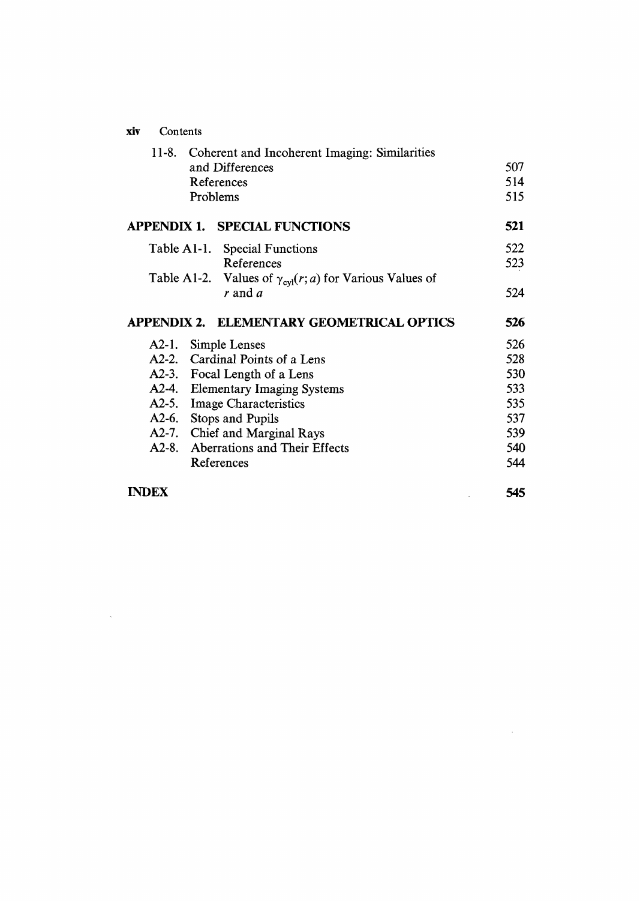11-8. Coherent and Incoherent Imaging: Similarities and Differences 507
References 514
Problems 515

## APPENDIX 1. SPECIAL FUNCTIONS 521

Table A1-1. Special Functions 522
References 523
Table A1-2. Values of $\gamma_{cyl}(r; a)$ for Various Values of $r$ and $a$ 524

## APPENDIX 2. ELEMENTARY GEOMETRICAL OPTICS 526

A2-1. Simple Lenses 526
A2-2. Cardinal Points of a Lens 528
A2-3. Focal Length of a Lens 530
A2-4. Elementary Imaging Systems 533
A2-5. Image Characteristics 535
A2-6. Stops and Pupils 537
A2-7. Chief and Marginal Rays 539
A2-8. Aberrations and Their Effects 540
References 544

## INDEX 545